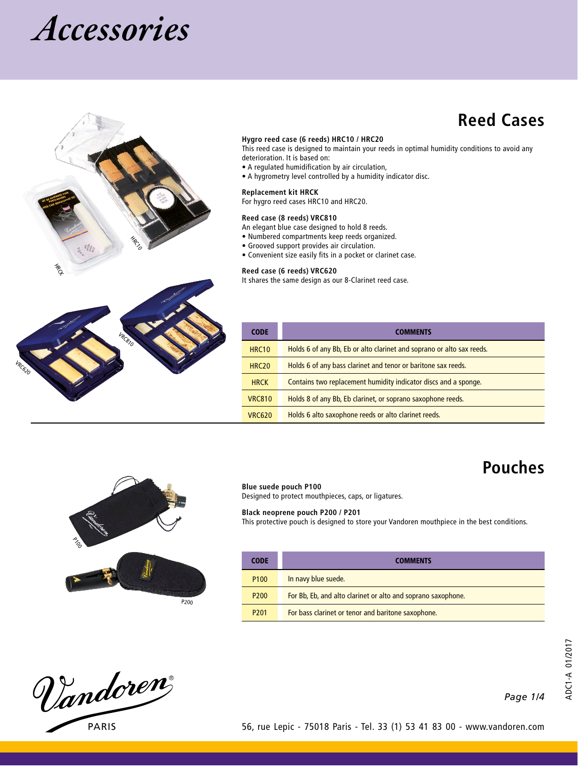# Accessories

## Reed Cases

**Hygro reed case (6 reeds) HRC10 / HRC20**
This reed case is designed to maintain your reeds in optimal humidity conditions to avoid any deterioration. It is based on:
- A regulated humidification by air circulation,
- A hygrometry level controlled by a humidity indicator disc.

**Replacement kit HRCK**
For hygro reed cases HRC10 and HRC20.

**Reed case (8 reeds) VRC810**
An elegant blue case designed to hold 8 reeds.
- Numbered compartments keep reeds organized.
- Grooved support provides air circulation.
- Convenient size easily fits in a pocket or clarinet case.

**Reed case (6 reeds) VRC620**
It shares the same design as our 8-Clarinet reed case.

| CODE | COMMENTS |
| --- | --- |
| HRC10 | Holds 6 of any Bb, Eb or alto clarinet and soprano or alto sax reeds. |
| HRC20 | Holds 6 of any bass clarinet and tenor or baritone sax reeds. |
| HRCK | Contains two replacement humidity indicator discs and a sponge. |
| VRC810 | Holds 8 of any Bb, Eb clarinet, or soprano saxophone reeds. |
| VRC620 | Holds 6 alto saxophone reeds or alto clarinet reeds. |

## Pouches

**Blue suede pouch P100**
Designed to protect mouthpieces, caps, or ligatures.

**Black neoprene pouch P200 / P201**
This protective pouch is designed to store your Vandoren mouthpiece in the best conditions.

| CODE | COMMENTS |
| --- | --- |
| P100 | In navy blue suede. |
| P200 | For Bb, Eb, and alto clarinet or alto and soprano saxophone. |
| P201 | For bass clarinet or tenor and baritone saxophone. |

Vandoren PARIS

56, rue Lepic - 75018 Paris - Tel. 33 (1) 53 41 83 00 - www.vandoren.com

ADC1-A 01/2017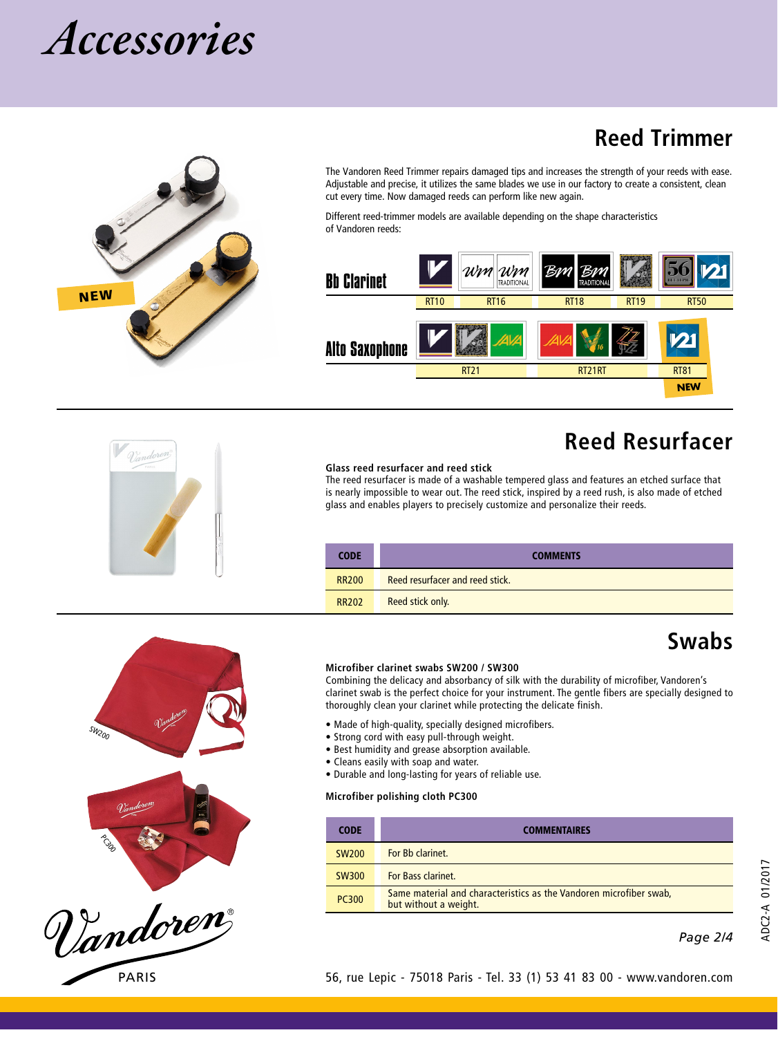# Accessories

## Reed Trimmer

NEW

The Vandoren Reed Trimmer repairs damaged tips and increases the strength of your reeds with ease. Adjustable and precise, it utilizes the same blades we use in our factory to create a consistent, clean cut every time. Now damaged reeds can perform like new again.

Different reed-trimmer models are available depending on the shape characteristics of Vandoren reeds:

| | | | | | |
|---|---|---|---|---|---|
| **Bb Clarinet** | RT10 | RT16 | RT18 | RT19 | RT50 |
| **Alto Saxophone** | RT21 | RT21RT | RT81 NEW | | |

## Reed Resurfacer

**Glass reed resurfacer and reed stick**
The reed resurfacer is made of a washable tempered glass and features an etched surface that is nearly impossible to wear out. The reed stick, inspired by a reed rush, is also made of etched glass and enables players to precisely customize and personalize their reeds.

| CODE | COMMENTS |
|---|---|
| RR200 | Reed resurfacer and reed stick. |
| RR202 | Reed stick only. |

## Swabs

SW200

PC300

**Microfiber clarinet swabs SW200 / SW300**
Combining the delicacy and absorbancy of silk with the durability of microfiber, Vandoren's clarinet swab is the perfect choice for your instrument. The gentle fibers are specially designed to thoroughly clean your clarinet while protecting the delicate finish.

- Made of high-quality, specially designed microfibers.
- Strong cord with easy pull-through weight.
- Best humidity and grease absorption available.
- Cleans easily with soap and water.
- Durable and long-lasting for years of reliable use.

**Microfiber polishing cloth PC300**

| CODE | COMMENTAIRES |
|---|---|
| SW200 | For Bb clarinet. |
| SW300 | For Bass clarinet. |
| PC300 | Same material and characteristics as the Vandoren microfiber swab, but without a weight. |

Vandoren® PARIS

56, rue Lepic - 75018 Paris - Tel. 33 (1) 53 41 83 00 - www.vandoren.com

ADC2-A 01/2017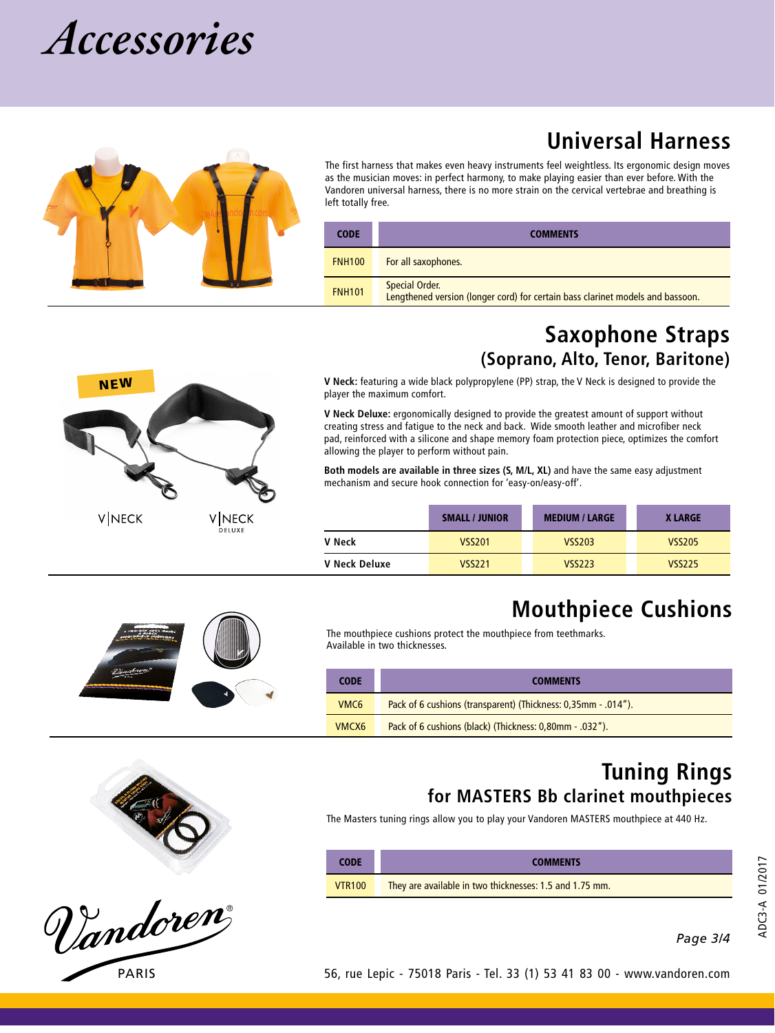# Accessories

## Universal Harness

The first harness that makes even heavy instruments feel weightless. Its ergonomic design moves as the musician moves: in perfect harmony, to make playing easier than ever before. With the Vandoren universal harness, there is no more strain on the cervical vertebrae and breathing is left totally free.

| CODE | COMMENTS |
|---|---|
| FNH100 | For all saxophones. |
| FNH101 | Special Order. Lengthened version (longer cord) for certain bass clarinet models and bassoon. |

## Saxophone Straps
### (Soprano, Alto, Tenor, Baritone)

NEW

V|NECK

V|NECK DELUXE

**V Neck:** featuring a wide black polypropylene (PP) strap, the V Neck is designed to provide the player the maximum comfort.

**V Neck Deluxe:** ergonomically designed to provide the greatest amount of support without creating stress and fatigue to the neck and back. Wide smooth leather and microfiber neck pad, reinforced with a silicone and shape memory foam protection piece, optimizes the comfort allowing the player to perform without pain.

**Both models are available in three sizes (S, M/L, XL)** and have the same easy adjustment mechanism and secure hook connection for 'easy-on/easy-off'.

| | SMALL / JUNIOR | MEDIUM / LARGE | X LARGE |
|---|---|---|---|
| **V Neck** | VSS201 | VSS203 | VSS205 |
| **V Neck Deluxe** | VSS221 | VSS223 | VSS225 |

## Mouthpiece Cushions

The mouthpiece cushions protect the mouthpiece from teethmarks. Available in two thicknesses.

| CODE | COMMENTS |
|---|---|
| VMC6 | Pack of 6 cushions (transparent) (Thickness: 0,35mm - .014"). |
| VMCX6 | Pack of 6 cushions (black) (Thickness: 0,80mm - .032"). |

## Tuning Rings
### for MASTERS Bb clarinet mouthpieces

The Masters tuning rings allow you to play your Vandoren MASTERS mouthpiece at 440 Hz.

| CODE | COMMENTS |
|---|---|
| VTR100 | They are available in two thicknesses: 1.5 and 1.75 mm. |

Vandoren® PARIS

56, rue Lepic - 75018 Paris - Tel. 33 (1) 53 41 83 00 - www.vandoren.com

ADC3-A 01/2017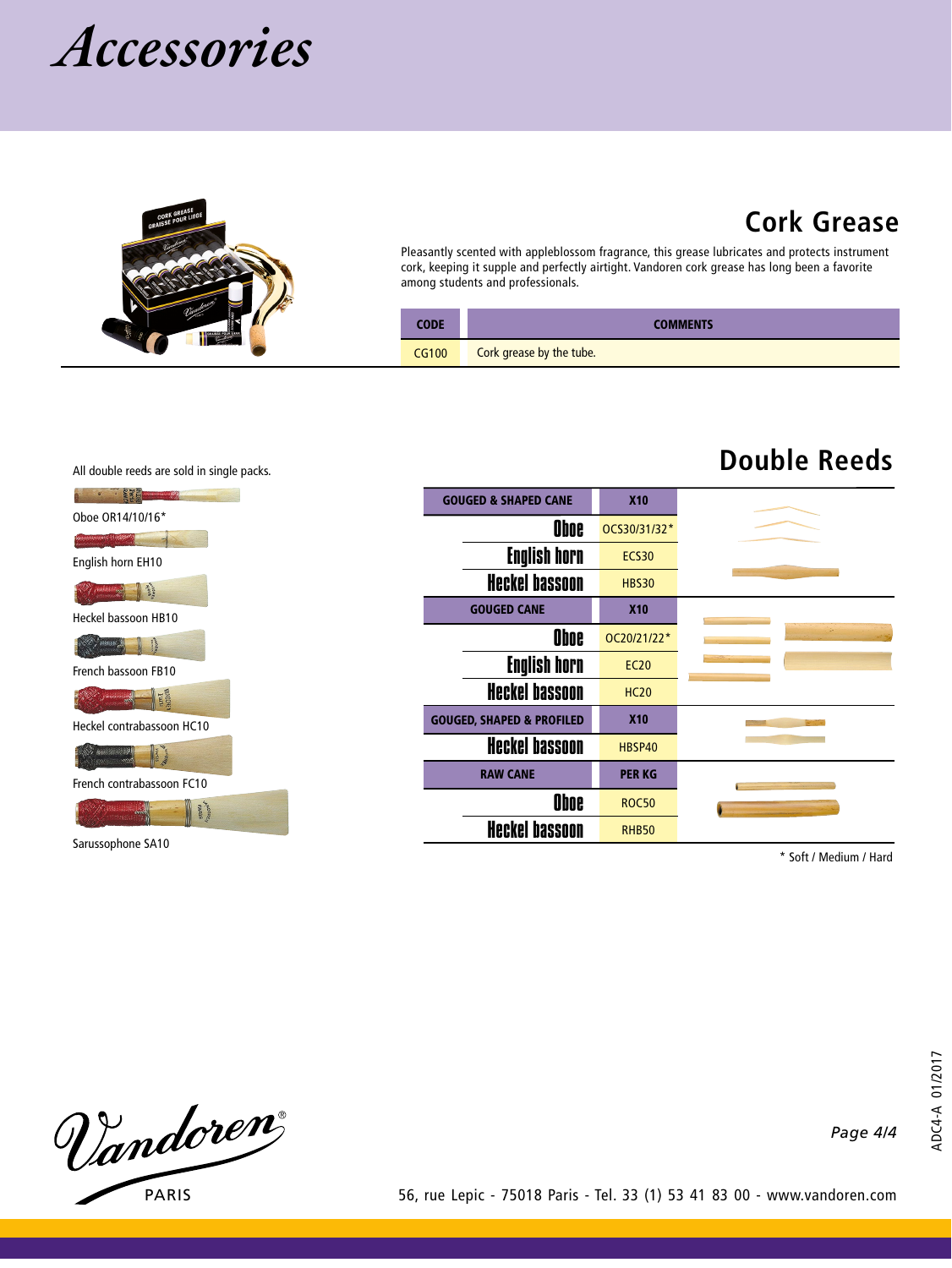# Accessories

## Cork Grease

Pleasantly scented with appleblossom fragrance, this grease lubricates and protects instrument cork, keeping it supple and perfectly airtight. Vandoren cork grease has long been a favorite among students and professionals.

| CODE | COMMENTS |
|---|---|
| CG100 | Cork grease by the tube. |

## Double Reeds

All double reeds are sold in single packs.

Oboe OR14/10/16*

English horn EH10

Heckel bassoon HB10

French bassoon FB10

Heckel contrabassoon HC10

French contrabassoon FC10

Sarussophone SA10

| GOUGED & SHAPED CANE | X10 |
|---|---|
| Oboe | OCS30/31/32* |
| English horn | ECS30 |
| Heckel bassoon | HBS30 |
| **GOUGED CANE** | **X10** |
| Oboe | OC20/21/22* |
| English horn | EC20 |
| Heckel bassoon | HC20 |
| **GOUGED, SHAPED & PROFILED** | **X10** |
| Heckel bassoon | HBSP40 |
| **RAW CANE** | **PER KG** |
| Oboe | ROC50 |
| Heckel bassoon | RHB50 |

* Soft / Medium / Hard

Vandoren PARIS

56, rue Lepic - 75018 Paris - Tel. 33 (1) 53 41 83 00 - www.vandoren.com

ADC4-A 01/2017